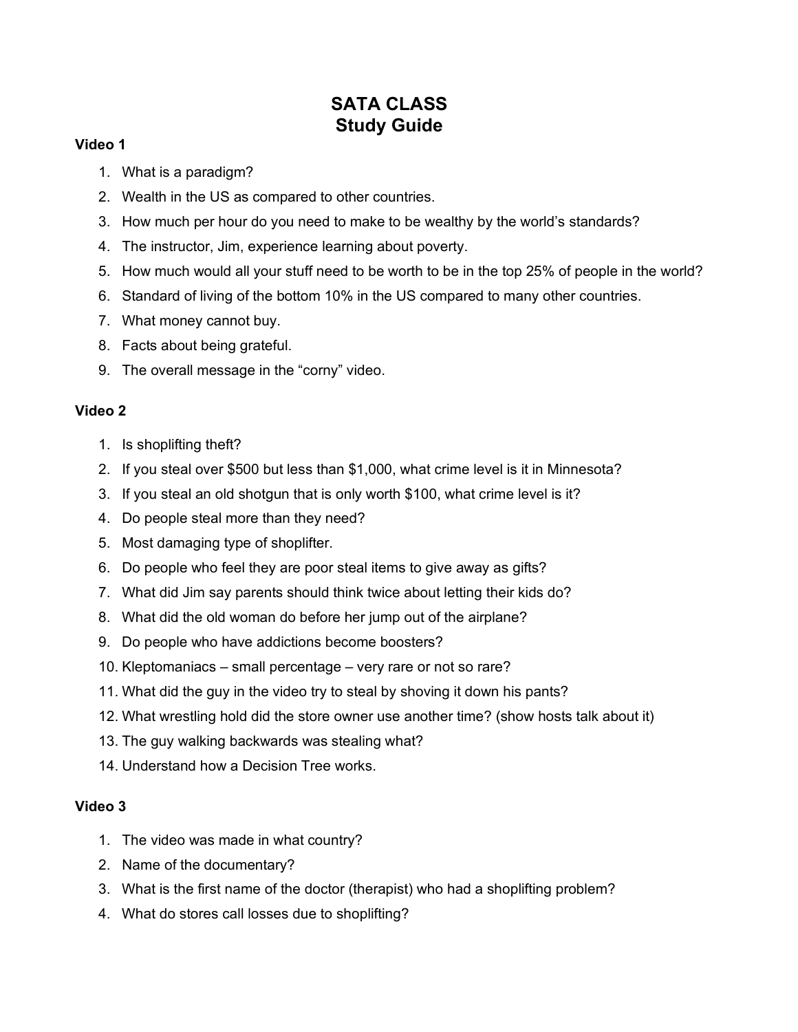# SATA CLASS
# Study Guide

**Video 1**

1. What is a paradigm?
2. Wealth in the US as compared to other countries.
3. How much per hour do you need to make to be wealthy by the world's standards?
4. The instructor, Jim, experience learning about poverty.
5. How much would all your stuff need to be worth to be in the top 25% of people in the world?
6. Standard of living of the bottom 10% in the US compared to many other countries.
7. What money cannot buy.
8. Facts about being grateful.
9. The overall message in the "corny" video.

**Video 2**

1. Is shoplifting theft?
2. If you steal over $500 but less than $1,000, what crime level is it in Minnesota?
3. If you steal an old shotgun that is only worth $100, what crime level is it?
4. Do people steal more than they need?
5. Most damaging type of shoplifter.
6. Do people who feel they are poor steal items to give away as gifts?
7. What did Jim say parents should think twice about letting their kids do?
8. What did the old woman do before her jump out of the airplane?
9. Do people who have addictions become boosters?
10. Kleptomaniacs – small percentage – very rare or not so rare?
11. What did the guy in the video try to steal by shoving it down his pants?
12. What wrestling hold did the store owner use another time? (show hosts talk about it)
13. The guy walking backwards was stealing what?
14. Understand how a Decision Tree works.

**Video 3**

1. The video was made in what country?
2. Name of the documentary?
3. What is the first name of the doctor (therapist) who had a shoplifting problem?
4. What do stores call losses due to shoplifting?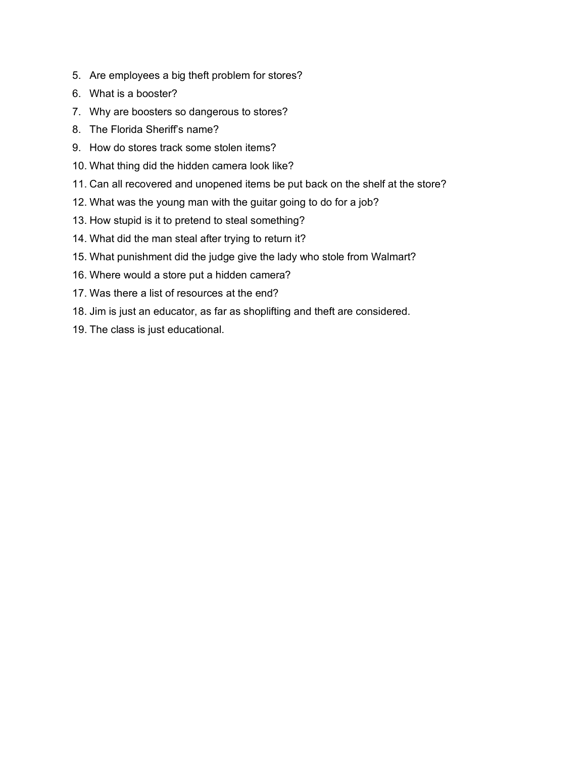5. Are employees a big theft problem for stores?
6. What is a booster?
7. Why are boosters so dangerous to stores?
8. The Florida Sheriff's name?
9. How do stores track some stolen items?
10. What thing did the hidden camera look like?
11. Can all recovered and unopened items be put back on the shelf at the store?
12. What was the young man with the guitar going to do for a job?
13. How stupid is it to pretend to steal something?
14. What did the man steal after trying to return it?
15. What punishment did the judge give the lady who stole from Walmart?
16. Where would a store put a hidden camera?
17. Was there a list of resources at the end?
18. Jim is just an educator, as far as shoplifting and theft are considered.
19. The class is just educational.